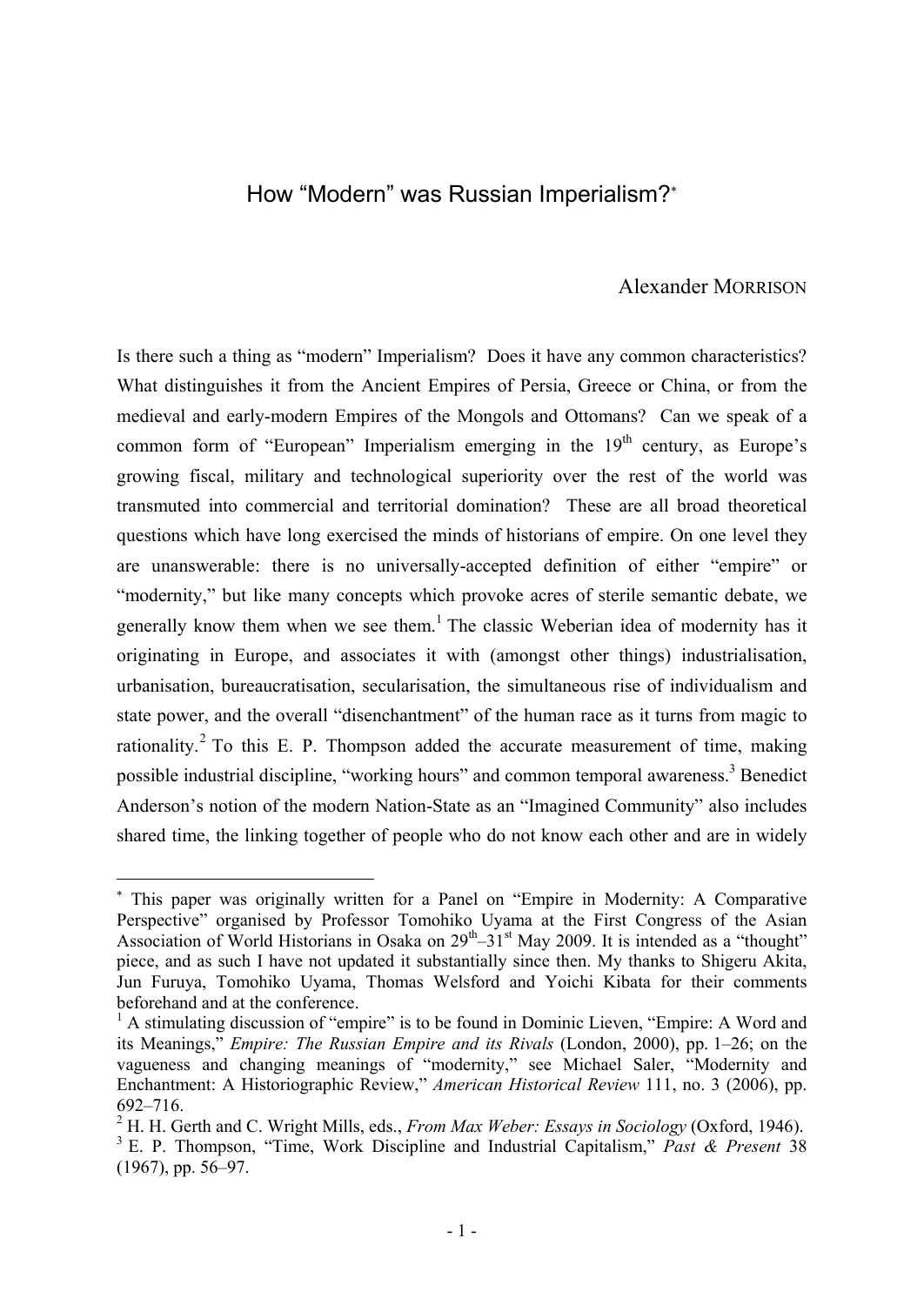# How "Modern" was Russian Imperialism?[*]

Alexander MORRISON

Is there such a thing as "modern" Imperialism? Does it have any common characteristics? What distinguishes it from the Ancient Empires of Persia, Greece or China, or from the medieval and early-modern Empires of the Mongols and Ottomans? Can we speak of a common form of "European" Imperialism emerging in the 19th century, as Europe's growing fiscal, military and technological superiority over the rest of the world was transmuted into commercial and territorial domination? These are all broad theoretical questions which have long exercised the minds of historians of empire. On one level they are unanswerable: there is no universally-accepted definition of either "empire" or "modernity," but like many concepts which provoke acres of sterile semantic debate, we generally know them when we see them.[1] The classic Weberian idea of modernity has it originating in Europe, and associates it with (amongst other things) industrialisation, urbanisation, bureaucratisation, secularisation, the simultaneous rise of individualism and state power, and the overall "disenchantment" of the human race as it turns from magic to rationality.[2] To this E. P. Thompson added the accurate measurement of time, making possible industrial discipline, "working hours" and common temporal awareness.[3] Benedict Anderson's notion of the modern Nation-State as an "Imagined Community" also includes shared time, the linking together of people who do not know each other and are in widely

---

[*] This paper was originally written for a Panel on "Empire in Modernity: A Comparative Perspective" organised by Professor Tomohiko Uyama at the First Congress of the Asian Association of World Historians in Osaka on 29th–31st May 2009. It is intended as a "thought" piece, and as such I have not updated it substantially since then. My thanks to Shigeru Akita, Jun Furuya, Tomohiko Uyama, Thomas Welsford and Yoichi Kibata for their comments beforehand and at the conference.

[1] A stimulating discussion of "empire" is to be found in Dominic Lieven, "Empire: A Word and its Meanings," *Empire: The Russian Empire and its Rivals* (London, 2000), pp. 1–26; on the vagueness and changing meanings of "modernity," see Michael Saler, "Modernity and Enchantment: A Historiographic Review," *American Historical Review* 111, no. 3 (2006), pp. 692–716.

[2] H. H. Gerth and C. Wright Mills, eds., *From Max Weber: Essays in Sociology* (Oxford, 1946).

[3] E. P. Thompson, "Time, Work Discipline and Industrial Capitalism," *Past & Present* 38 (1967), pp. 56–97.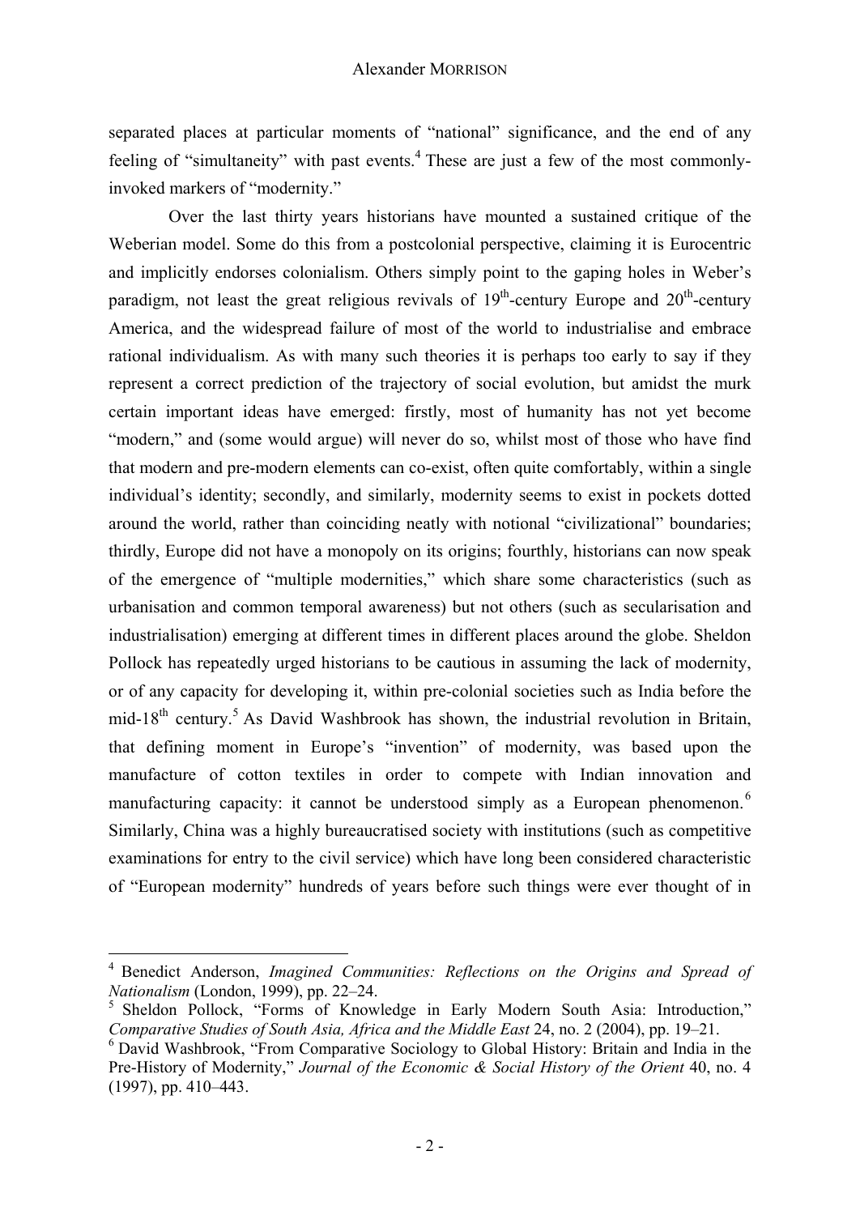separated places at particular moments of "national" significance, and the end of any feeling of "simultaneity" with past events.[4] These are just a few of the most commonly-invoked markers of "modernity."

Over the last thirty years historians have mounted a sustained critique of the Weberian model. Some do this from a postcolonial perspective, claiming it is Eurocentric and implicitly endorses colonialism. Others simply point to the gaping holes in Weber's paradigm, not least the great religious revivals of 19th-century Europe and 20th-century America, and the widespread failure of most of the world to industrialise and embrace rational individualism. As with many such theories it is perhaps too early to say if they represent a correct prediction of the trajectory of social evolution, but amidst the murk certain important ideas have emerged: firstly, most of humanity has not yet become "modern," and (some would argue) will never do so, whilst most of those who have find that modern and pre-modern elements can co-exist, often quite comfortably, within a single individual's identity; secondly, and similarly, modernity seems to exist in pockets dotted around the world, rather than coinciding neatly with notional "civilizational" boundaries; thirdly, Europe did not have a monopoly on its origins; fourthly, historians can now speak of the emergence of "multiple modernities," which share some characteristics (such as urbanisation and common temporal awareness) but not others (such as secularisation and industrialisation) emerging at different times in different places around the globe. Sheldon Pollock has repeatedly urged historians to be cautious in assuming the lack of modernity, or of any capacity for developing it, within pre-colonial societies such as India before the mid-18th century.[5] As David Washbrook has shown, the industrial revolution in Britain, that defining moment in Europe's "invention" of modernity, was based upon the manufacture of cotton textiles in order to compete with Indian innovation and manufacturing capacity: it cannot be understood simply as a European phenomenon.[6] Similarly, China was a highly bureaucratised society with institutions (such as competitive examinations for entry to the civil service) which have long been considered characteristic of "European modernity" hundreds of years before such things were ever thought of in

---

[4] Benedict Anderson, *Imagined Communities: Reflections on the Origins and Spread of Nationalism* (London, 1999), pp. 22–24.

[5] Sheldon Pollock, "Forms of Knowledge in Early Modern South Asia: Introduction," *Comparative Studies of South Asia, Africa and the Middle East* 24, no. 2 (2004), pp. 19–21.

[6] David Washbrook, "From Comparative Sociology to Global History: Britain and India in the Pre-History of Modernity," *Journal of the Economic & Social History of the Orient* 40, no. 4 (1997), pp. 410–443.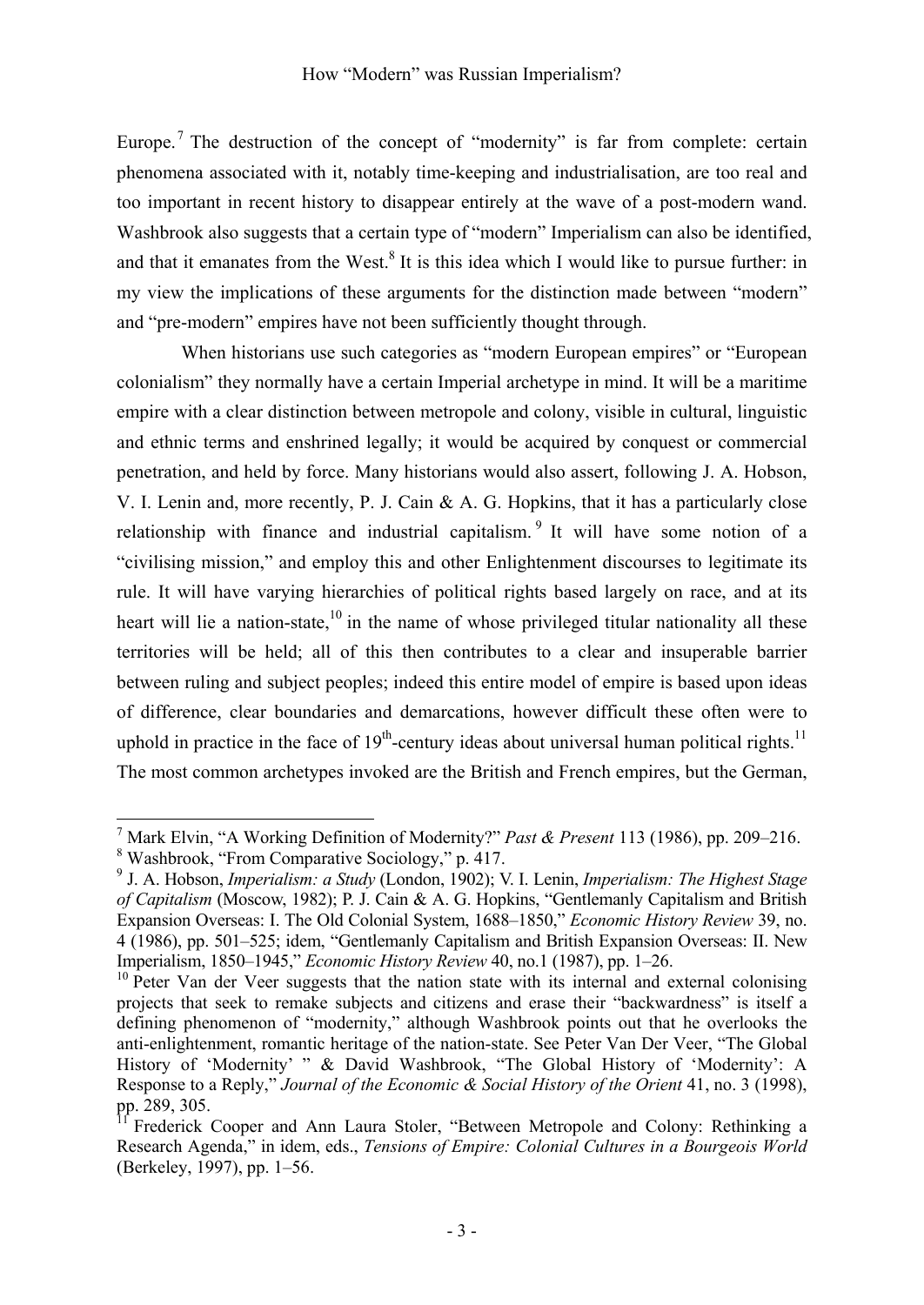Europe.[7] The destruction of the concept of "modernity" is far from complete: certain phenomena associated with it, notably time-keeping and industrialisation, are too real and too important in recent history to disappear entirely at the wave of a post-modern wand. Washbrook also suggests that a certain type of "modern" Imperialism can also be identified, and that it emanates from the West.[8] It is this idea which I would like to pursue further: in my view the implications of these arguments for the distinction made between "modern" and "pre-modern" empires have not been sufficiently thought through.

When historians use such categories as "modern European empires" or "European colonialism" they normally have a certain Imperial archetype in mind. It will be a maritime empire with a clear distinction between metropole and colony, visible in cultural, linguistic and ethnic terms and enshrined legally; it would be acquired by conquest or commercial penetration, and held by force. Many historians would also assert, following J. A. Hobson, V. I. Lenin and, more recently, P. J. Cain & A. G. Hopkins, that it has a particularly close relationship with finance and industrial capitalism.[9] It will have some notion of a "civilising mission," and employ this and other Enlightenment discourses to legitimate its rule. It will have varying hierarchies of political rights based largely on race, and at its heart will lie a nation-state,[10] in the name of whose privileged titular nationality all these territories will be held; all of this then contributes to a clear and insuperable barrier between ruling and subject peoples; indeed this entire model of empire is based upon ideas of difference, clear boundaries and demarcations, however difficult these often were to uphold in practice in the face of 19th-century ideas about universal human political rights.[11] The most common archetypes invoked are the British and French empires, but the German,

---

[7] Mark Elvin, "A Working Definition of Modernity?" *Past & Present* 113 (1986), pp. 209–216.

[8] Washbrook, "From Comparative Sociology," p. 417.

[9] J. A. Hobson, *Imperialism: a Study* (London, 1902); V. I. Lenin, *Imperialism: The Highest Stage of Capitalism* (Moscow, 1982); P. J. Cain & A. G. Hopkins, "Gentlemanly Capitalism and British Expansion Overseas: I. The Old Colonial System, 1688–1850," *Economic History Review* 39, no. 4 (1986), pp. 501–525; idem, "Gentlemanly Capitalism and British Expansion Overseas: II. New Imperialism, 1850–1945," *Economic History Review* 40, no.1 (1987), pp. 1–26.

[10] Peter Van der Veer suggests that the nation state with its internal and external colonising projects that seek to remake subjects and citizens and erase their "backwardness" is itself a defining phenomenon of "modernity," although Washbrook points out that he overlooks the anti-enlightenment, romantic heritage of the nation-state. See Peter Van Der Veer, "The Global History of 'Modernity' " & David Washbrook, "The Global History of 'Modernity': A Response to a Reply," *Journal of the Economic & Social History of the Orient* 41, no. 3 (1998), pp. 289, 305.

[11] Frederick Cooper and Ann Laura Stoler, "Between Metropole and Colony: Rethinking a Research Agenda," in idem, eds., *Tensions of Empire: Colonial Cultures in a Bourgeois World* (Berkeley, 1997), pp. 1–56.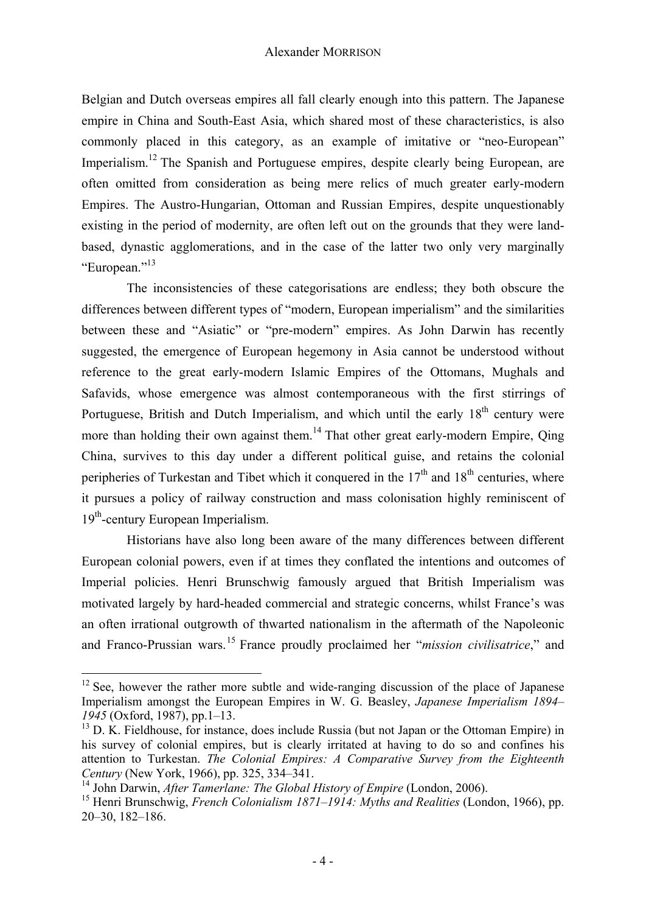Belgian and Dutch overseas empires all fall clearly enough into this pattern. The Japanese empire in China and South-East Asia, which shared most of these characteristics, is also commonly placed in this category, as an example of imitative or "neo-European" Imperialism.[12] The Spanish and Portuguese empires, despite clearly being European, are often omitted from consideration as being mere relics of much greater early-modern Empires. The Austro-Hungarian, Ottoman and Russian Empires, despite unquestionably existing in the period of modernity, are often left out on the grounds that they were land-based, dynastic agglomerations, and in the case of the latter two only very marginally "European."[13]

The inconsistencies of these categorisations are endless; they both obscure the differences between different types of "modern, European imperialism" and the similarities between these and "Asiatic" or "pre-modern" empires. As John Darwin has recently suggested, the emergence of European hegemony in Asia cannot be understood without reference to the great early-modern Islamic Empires of the Ottomans, Mughals and Safavids, whose emergence was almost contemporaneous with the first stirrings of Portuguese, British and Dutch Imperialism, and which until the early 18th century were more than holding their own against them.[14] That other great early-modern Empire, Qing China, survives to this day under a different political guise, and retains the colonial peripheries of Turkestan and Tibet which it conquered in the 17th and 18th centuries, where it pursues a policy of railway construction and mass colonisation highly reminiscent of 19th-century European Imperialism.

Historians have also long been aware of the many differences between different European colonial powers, even if at times they conflated the intentions and outcomes of Imperial policies. Henri Brunschwig famously argued that British Imperialism was motivated largely by hard-headed commercial and strategic concerns, whilst France's was an often irrational outgrowth of thwarted nationalism in the aftermath of the Napoleonic and Franco-Prussian wars.[15] France proudly proclaimed her "*mission civilisatrice*," and

---

[12] See, however the rather more subtle and wide-ranging discussion of the place of Japanese Imperialism amongst the European Empires in W. G. Beasley, *Japanese Imperialism 1894–1945* (Oxford, 1987), pp.1–13.

[13] D. K. Fieldhouse, for instance, does include Russia (but not Japan or the Ottoman Empire) in his survey of colonial empires, but is clearly irritated at having to do so and confines his attention to Turkestan. *The Colonial Empires: A Comparative Survey from the Eighteenth Century* (New York, 1966), pp. 325, 334–341.

[14] John Darwin, *After Tamerlane: The Global History of Empire* (London, 2006).

[15] Henri Brunschwig, *French Colonialism 1871–1914: Myths and Realities* (London, 1966), pp. 20–30, 182–186.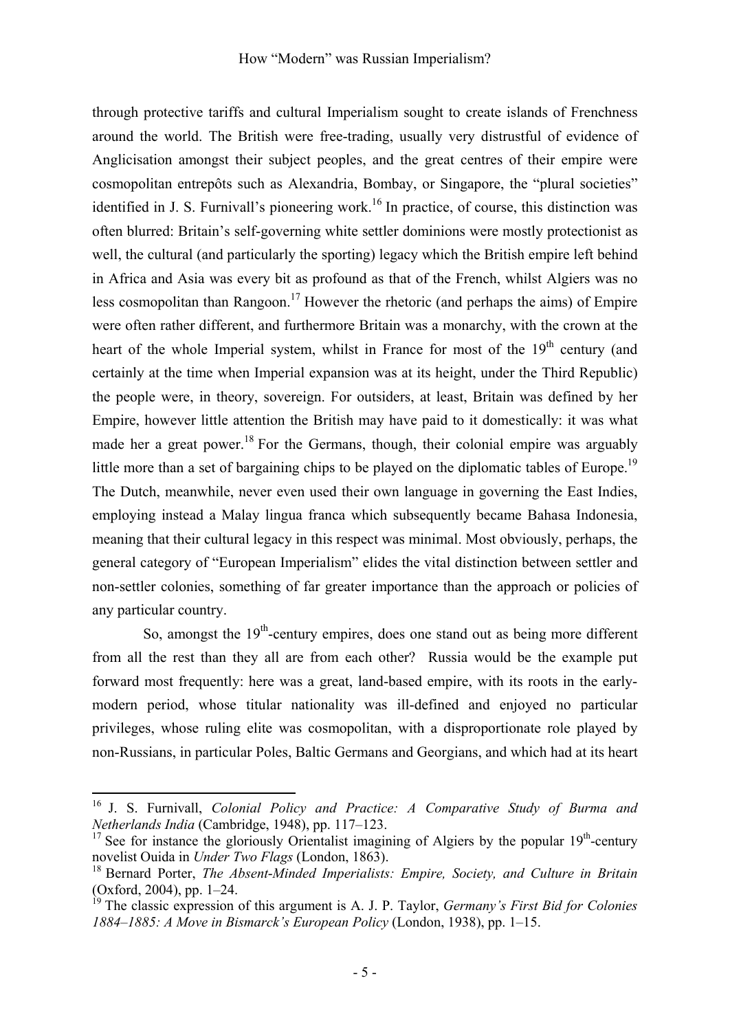through protective tariffs and cultural Imperialism sought to create islands of Frenchness around the world. The British were free-trading, usually very distrustful of evidence of Anglicisation amongst their subject peoples, and the great centres of their empire were cosmopolitan entrepôts such as Alexandria, Bombay, or Singapore, the "plural societies" identified in J. S. Furnivall's pioneering work.[16] In practice, of course, this distinction was often blurred: Britain's self-governing white settler dominions were mostly protectionist as well, the cultural (and particularly the sporting) legacy which the British empire left behind in Africa and Asia was every bit as profound as that of the French, whilst Algiers was no less cosmopolitan than Rangoon.[17] However the rhetoric (and perhaps the aims) of Empire were often rather different, and furthermore Britain was a monarchy, with the crown at the heart of the whole Imperial system, whilst in France for most of the 19th century (and certainly at the time when Imperial expansion was at its height, under the Third Republic) the people were, in theory, sovereign. For outsiders, at least, Britain was defined by her Empire, however little attention the British may have paid to it domestically: it was what made her a great power.[18] For the Germans, though, their colonial empire was arguably little more than a set of bargaining chips to be played on the diplomatic tables of Europe.[19] The Dutch, meanwhile, never even used their own language in governing the East Indies, employing instead a Malay lingua franca which subsequently became Bahasa Indonesia, meaning that their cultural legacy in this respect was minimal. Most obviously, perhaps, the general category of "European Imperialism" elides the vital distinction between settler and non-settler colonies, something of far greater importance than the approach or policies of any particular country.

So, amongst the 19th-century empires, does one stand out as being more different from all the rest than they all are from each other? Russia would be the example put forward most frequently: here was a great, land-based empire, with its roots in the early-modern period, whose titular nationality was ill-defined and enjoyed no particular privileges, whose ruling elite was cosmopolitan, with a disproportionate role played by non-Russians, in particular Poles, Baltic Germans and Georgians, and which had at its heart

---

[16] J. S. Furnivall, *Colonial Policy and Practice: A Comparative Study of Burma and Netherlands India* (Cambridge, 1948), pp. 117–123.

[17] See for instance the gloriously Orientalist imagining of Algiers by the popular 19th-century novelist Ouida in *Under Two Flags* (London, 1863).

[18] Bernard Porter, *The Absent-Minded Imperialists: Empire, Society, and Culture in Britain* (Oxford, 2004), pp. 1–24.

[19] The classic expression of this argument is A. J. P. Taylor, *Germany's First Bid for Colonies 1884–1885: A Move in Bismarck's European Policy* (London, 1938), pp. 1–15.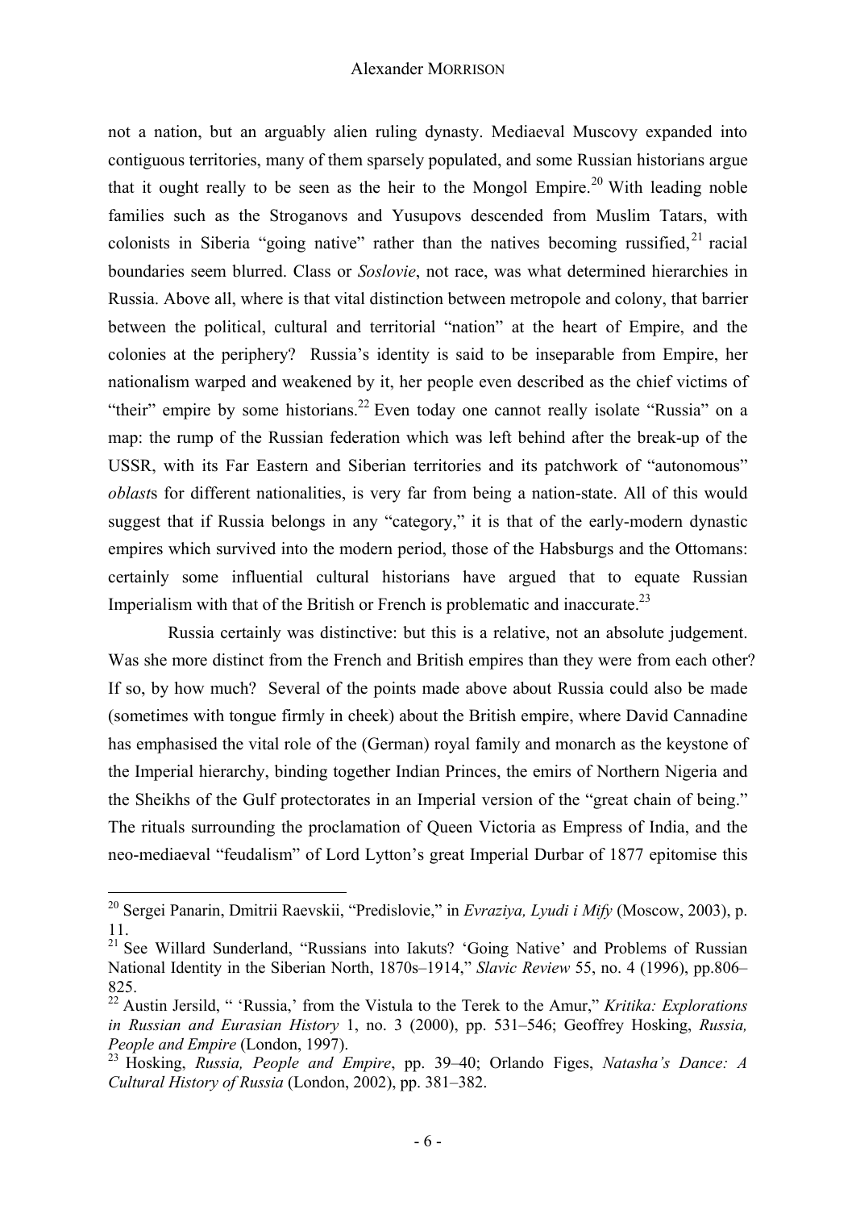not a nation, but an arguably alien ruling dynasty. Mediaeval Muscovy expanded into contiguous territories, many of them sparsely populated, and some Russian historians argue that it ought really to be seen as the heir to the Mongol Empire.[20] With leading noble families such as the Stroganovs and Yusupovs descended from Muslim Tatars, with colonists in Siberia "going native" rather than the natives becoming russified,[21] racial boundaries seem blurred. Class or *Soslovie*, not race, was what determined hierarchies in Russia. Above all, where is that vital distinction between metropole and colony, that barrier between the political, cultural and territorial "nation" at the heart of Empire, and the colonies at the periphery? Russia's identity is said to be inseparable from Empire, her nationalism warped and weakened by it, her people even described as the chief victims of "their" empire by some historians.[22] Even today one cannot really isolate "Russia" on a map: the rump of the Russian federation which was left behind after the break-up of the USSR, with its Far Eastern and Siberian territories and its patchwork of "autonomous" *oblast*s for different nationalities, is very far from being a nation-state. All of this would suggest that if Russia belongs in any "category," it is that of the early-modern dynastic empires which survived into the modern period, those of the Habsburgs and the Ottomans: certainly some influential cultural historians have argued that to equate Russian Imperialism with that of the British or French is problematic and inaccurate.[23]

Russia certainly was distinctive: but this is a relative, not an absolute judgement. Was she more distinct from the French and British empires than they were from each other? If so, by how much? Several of the points made above about Russia could also be made (sometimes with tongue firmly in cheek) about the British empire, where David Cannadine has emphasised the vital role of the (German) royal family and monarch as the keystone of the Imperial hierarchy, binding together Indian Princes, the emirs of Northern Nigeria and the Sheikhs of the Gulf protectorates in an Imperial version of the "great chain of being." The rituals surrounding the proclamation of Queen Victoria as Empress of India, and the neo-mediaeval "feudalism" of Lord Lytton's great Imperial Durbar of 1877 epitomise this

---

[20] Sergei Panarin, Dmitrii Raevskii, "Predislovie," in *Evraziya, Lyudi i Mify* (Moscow, 2003), p. 11.

[21] See Willard Sunderland, "Russians into Iakuts? 'Going Native' and Problems of Russian National Identity in the Siberian North, 1870s–1914," *Slavic Review* 55, no. 4 (1996), pp.806–825.

[22] Austin Jersild, " 'Russia,' from the Vistula to the Terek to the Amur," *Kritika: Explorations in Russian and Eurasian History* 1, no. 3 (2000), pp. 531–546; Geoffrey Hosking, *Russia, People and Empire* (London, 1997).

[23] Hosking, *Russia, People and Empire*, pp. 39–40; Orlando Figes, *Natasha's Dance: A Cultural History of Russia* (London, 2002), pp. 381–382.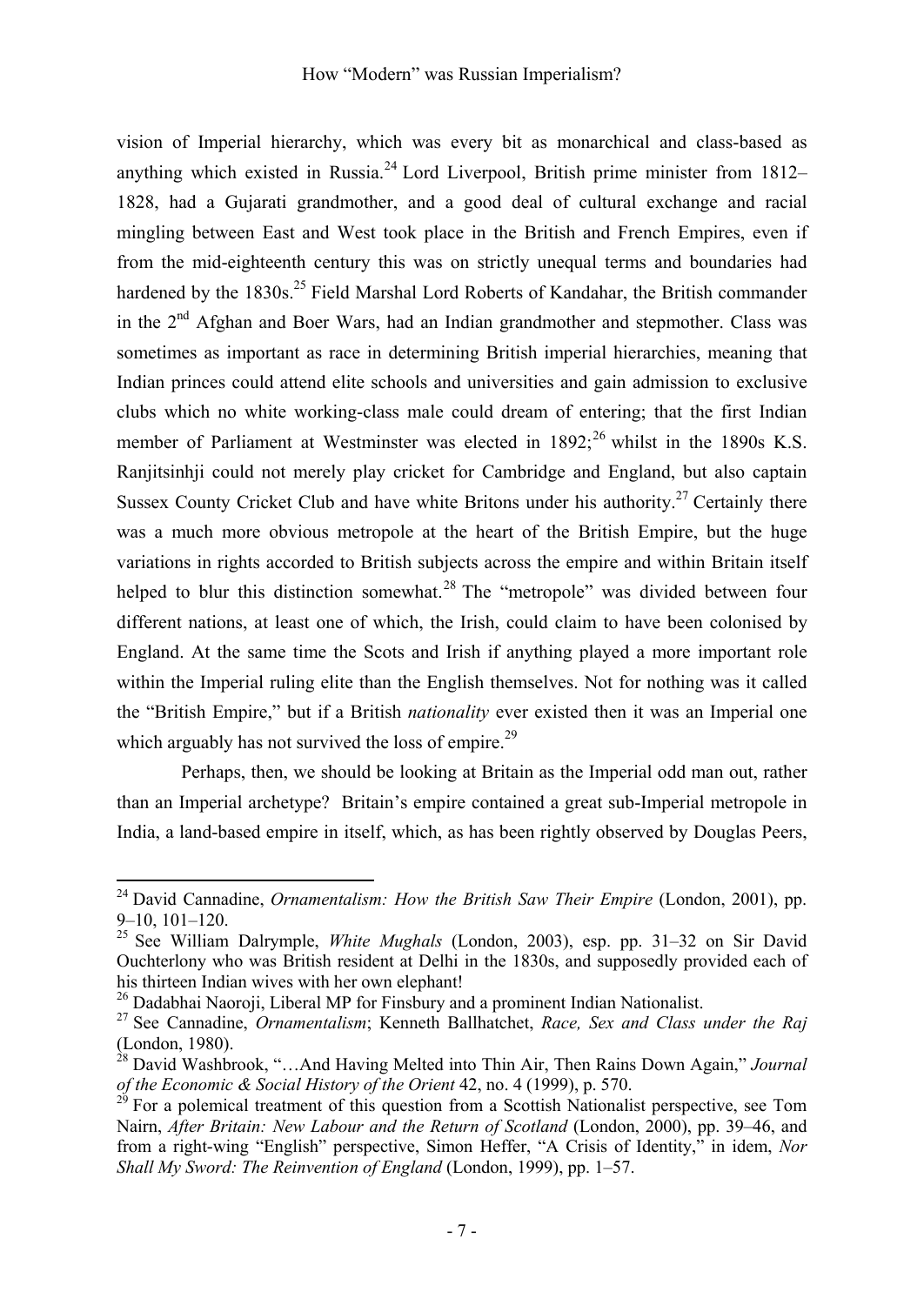vision of Imperial hierarchy, which was every bit as monarchical and class-based as anything which existed in Russia.[24] Lord Liverpool, British prime minister from 1812–1828, had a Gujarati grandmother, and a good deal of cultural exchange and racial mingling between East and West took place in the British and French Empires, even if from the mid-eighteenth century this was on strictly unequal terms and boundaries had hardened by the 1830s.[25] Field Marshal Lord Roberts of Kandahar, the British commander in the 2nd Afghan and Boer Wars, had an Indian grandmother and stepmother. Class was sometimes as important as race in determining British imperial hierarchies, meaning that Indian princes could attend elite schools and universities and gain admission to exclusive clubs which no white working-class male could dream of entering; that the first Indian member of Parliament at Westminster was elected in 1892;[26] whilst in the 1890s K.S. Ranjitsinhji could not merely play cricket for Cambridge and England, but also captain Sussex County Cricket Club and have white Britons under his authority.[27] Certainly there was a much more obvious metropole at the heart of the British Empire, but the huge variations in rights accorded to British subjects across the empire and within Britain itself helped to blur this distinction somewhat.[28] The "metropole" was divided between four different nations, at least one of which, the Irish, could claim to have been colonised by England. At the same time the Scots and Irish if anything played a more important role within the Imperial ruling elite than the English themselves. Not for nothing was it called the "British Empire," but if a British *nationality* ever existed then it was an Imperial one which arguably has not survived the loss of empire.[29]

Perhaps, then, we should be looking at Britain as the Imperial odd man out, rather than an Imperial archetype? Britain's empire contained a great sub-Imperial metropole in India, a land-based empire in itself, which, as has been rightly observed by Douglas Peers,

---

[24] David Cannadine, *Ornamentalism: How the British Saw Their Empire* (London, 2001), pp. 9–10, 101–120.

[25] See William Dalrymple, *White Mughals* (London, 2003), esp. pp. 31–32 on Sir David Ouchterlony who was British resident at Delhi in the 1830s, and supposedly provided each of his thirteen Indian wives with her own elephant!

[26] Dadabhai Naoroji, Liberal MP for Finsbury and a prominent Indian Nationalist.

[27] See Cannadine, *Ornamentalism*; Kenneth Ballhatchet, *Race, Sex and Class under the Raj* (London, 1980).

[28] David Washbrook, "…And Having Melted into Thin Air, Then Rains Down Again," *Journal of the Economic & Social History of the Orient* 42, no. 4 (1999), p. 570.

[29] For a polemical treatment of this question from a Scottish Nationalist perspective, see Tom Nairn, *After Britain: New Labour and the Return of Scotland* (London, 2000), pp. 39–46, and from a right-wing "English" perspective, Simon Heffer, "A Crisis of Identity," in idem, *Nor Shall My Sword: The Reinvention of England* (London, 1999), pp. 1–57.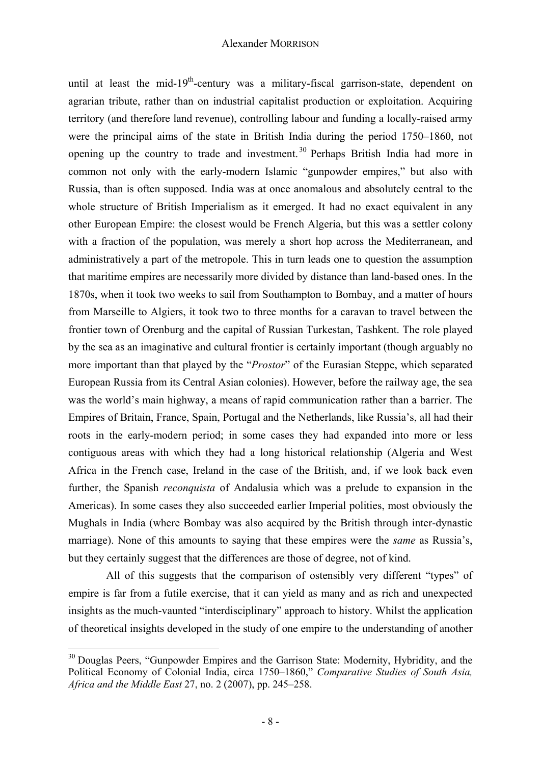until at least the mid-19th-century was a military-fiscal garrison-state, dependent on agrarian tribute, rather than on industrial capitalist production or exploitation. Acquiring territory (and therefore land revenue), controlling labour and funding a locally-raised army were the principal aims of the state in British India during the period 1750–1860, not opening up the country to trade and investment.[30] Perhaps British India had more in common not only with the early-modern Islamic "gunpowder empires," but also with Russia, than is often supposed. India was at once anomalous and absolutely central to the whole structure of British Imperialism as it emerged. It had no exact equivalent in any other European Empire: the closest would be French Algeria, but this was a settler colony with a fraction of the population, was merely a short hop across the Mediterranean, and administratively a part of the metropole. This in turn leads one to question the assumption that maritime empires are necessarily more divided by distance than land-based ones. In the 1870s, when it took two weeks to sail from Southampton to Bombay, and a matter of hours from Marseille to Algiers, it took two to three months for a caravan to travel between the frontier town of Orenburg and the capital of Russian Turkestan, Tashkent. The role played by the sea as an imaginative and cultural frontier is certainly important (though arguably no more important than that played by the "*Prostor*" of the Eurasian Steppe, which separated European Russia from its Central Asian colonies). However, before the railway age, the sea was the world's main highway, a means of rapid communication rather than a barrier. The Empires of Britain, France, Spain, Portugal and the Netherlands, like Russia's, all had their roots in the early-modern period; in some cases they had expanded into more or less contiguous areas with which they had a long historical relationship (Algeria and West Africa in the French case, Ireland in the case of the British, and, if we look back even further, the Spanish *reconquista* of Andalusia which was a prelude to expansion in the Americas). In some cases they also succeeded earlier Imperial polities, most obviously the Mughals in India (where Bombay was also acquired by the British through inter-dynastic marriage). None of this amounts to saying that these empires were the *same* as Russia's, but they certainly suggest that the differences are those of degree, not of kind.

All of this suggests that the comparison of ostensibly very different "types" of empire is far from a futile exercise, that it can yield as many and as rich and unexpected insights as the much-vaunted "interdisciplinary" approach to history. Whilst the application of theoretical insights developed in the study of one empire to the understanding of another

[30] Douglas Peers, "Gunpowder Empires and the Garrison State: Modernity, Hybridity, and the Political Economy of Colonial India, circa 1750–1860," *Comparative Studies of South Asia, Africa and the Middle East* 27, no. 2 (2007), pp. 245–258.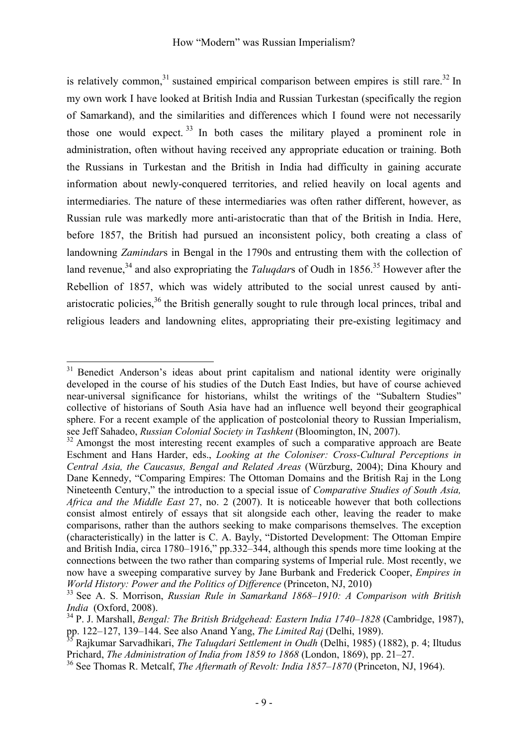is relatively common,[31] sustained empirical comparison between empires is still rare.[32] In my own work I have looked at British India and Russian Turkestan (specifically the region of Samarkand), and the similarities and differences which I found were not necessarily those one would expect.[33] In both cases the military played a prominent role in administration, often without having received any appropriate education or training. Both the Russians in Turkestan and the British in India had difficulty in gaining accurate information about newly-conquered territories, and relied heavily on local agents and intermediaries. The nature of these intermediaries was often rather different, however, as Russian rule was markedly more anti-aristocratic than that of the British in India. Here, before 1857, the British had pursued an inconsistent policy, both creating a class of landowning *Zamindar*s in Bengal in the 1790s and entrusting them with the collection of land revenue,[34] and also expropriating the *Taluqdar*s of Oudh in 1856.[35] However after the Rebellion of 1857, which was widely attributed to the social unrest caused by anti-aristocratic policies,[36] the British generally sought to rule through local princes, tribal and religious leaders and landowning elites, appropriating their pre-existing legitimacy and

---

[31] Benedict Anderson's ideas about print capitalism and national identity were originally developed in the course of his studies of the Dutch East Indies, but have of course achieved near-universal significance for historians, whilst the writings of the "Subaltern Studies" collective of historians of South Asia have had an influence well beyond their geographical sphere. For a recent example of the application of postcolonial theory to Russian Imperialism, see Jeff Sahadeo, *Russian Colonial Society in Tashkent* (Bloomington, IN, 2007).

[32] Amongst the most interesting recent examples of such a comparative approach are Beate Eschment and Hans Harder, eds., *Looking at the Coloniser: Cross-Cultural Perceptions in Central Asia, the Caucasus, Bengal and Related Areas* (Würzburg, 2004); Dina Khoury and Dane Kennedy, "Comparing Empires: The Ottoman Domains and the British Raj in the Long Nineteenth Century," the introduction to a special issue of *Comparative Studies of South Asia, Africa and the Middle East* 27, no. 2 (2007). It is noticeable however that both collections consist almost entirely of essays that sit alongside each other, leaving the reader to make comparisons, rather than the authors seeking to make comparisons themselves. The exception (characteristically) in the latter is C. A. Bayly, "Distorted Development: The Ottoman Empire and British India, circa 1780–1916," pp.332–344, although this spends more time looking at the connections between the two rather than comparing systems of Imperial rule. Most recently, we now have a sweeping comparative survey by Jane Burbank and Frederick Cooper, *Empires in World History: Power and the Politics of Difference* (Princeton, NJ, 2010)

[33] See A. S. Morrison, *Russian Rule in Samarkand 1868–1910: A Comparison with British India* (Oxford, 2008).

[34] P. J. Marshall, *Bengal: The British Bridgehead: Eastern India 1740–1828* (Cambridge, 1987), pp. 122–127, 139–144. See also Anand Yang, *The Limited Raj* (Delhi, 1989).

[35] Rajkumar Sarvadhikari, *The Taluqdari Settlement in Oudh* (Delhi, 1985) (1882), p. 4; Iltudus Prichard, *The Administration of India from 1859 to 1868* (London, 1869), pp. 21–27.

[36] See Thomas R. Metcalf, *The Aftermath of Revolt: India 1857–1870* (Princeton, NJ, 1964).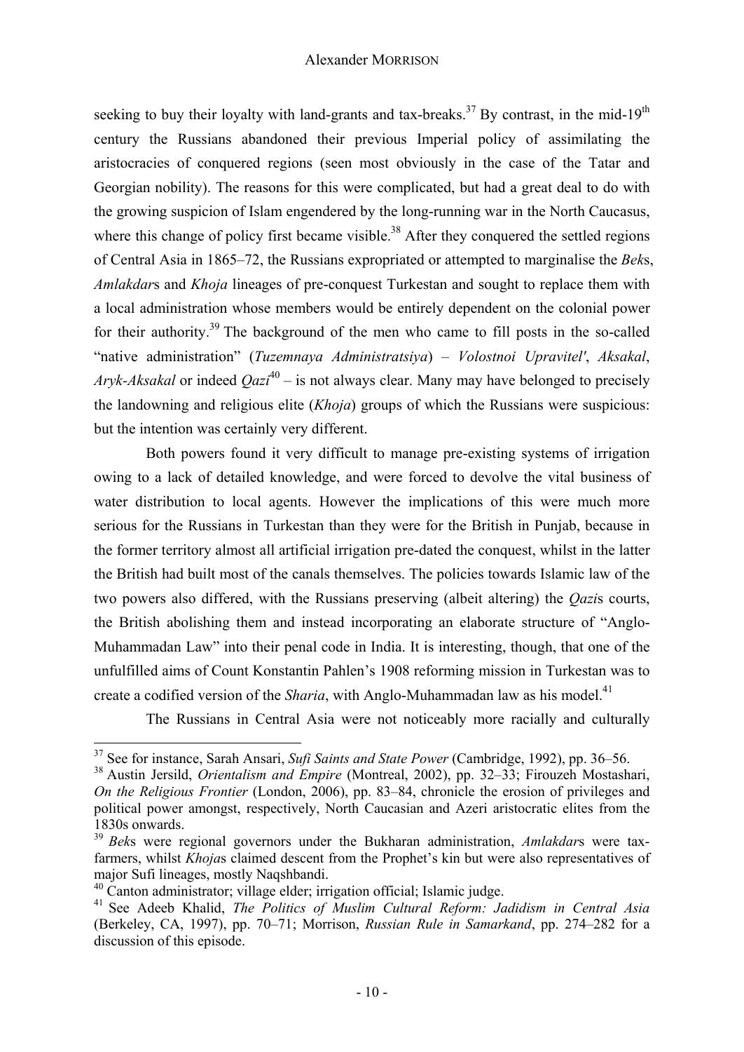seeking to buy their loyalty with land-grants and tax-breaks.[37] By contrast, in the mid-19th century the Russians abandoned their previous Imperial policy of assimilating the aristocracies of conquered regions (seen most obviously in the case of the Tatar and Georgian nobility). The reasons for this were complicated, but had a great deal to do with the growing suspicion of Islam engendered by the long-running war in the North Caucasus, where this change of policy first became visible.[38] After they conquered the settled regions of Central Asia in 1865–72, the Russians expropriated or attempted to marginalise the *Bek*s, *Amlakdar*s and *Khoja* lineages of pre-conquest Turkestan and sought to replace them with a local administration whose members would be entirely dependent on the colonial power for their authority.[39] The background of the men who came to fill posts in the so-called "native administration" (*Tuzemnaya Administratsiya*) – *Volostnoi Upravitel'*, *Aksakal*, *Aryk-Aksakal* or indeed *Qazi*[40] – is not always clear. Many may have belonged to precisely the landowning and religious elite (*Khoja*) groups of which the Russians were suspicious: but the intention was certainly very different.

Both powers found it very difficult to manage pre-existing systems of irrigation owing to a lack of detailed knowledge, and were forced to devolve the vital business of water distribution to local agents. However the implications of this were much more serious for the Russians in Turkestan than they were for the British in Punjab, because in the former territory almost all artificial irrigation pre-dated the conquest, whilst in the latter the British had built most of the canals themselves. The policies towards Islamic law of the two powers also differed, with the Russians preserving (albeit altering) the *Qazi*s courts, the British abolishing them and instead incorporating an elaborate structure of "Anglo-Muhammadan Law" into their penal code in India. It is interesting, though, that one of the unfulfilled aims of Count Konstantin Pahlen's 1908 reforming mission in Turkestan was to create a codified version of the *Sharia*, with Anglo-Muhammadan law as his model.[41]

The Russians in Central Asia were not noticeably more racially and culturally

---

[37] See for instance, Sarah Ansari, *Sufi Saints and State Power* (Cambridge, 1992), pp. 36–56.

[38] Austin Jersild, *Orientalism and Empire* (Montreal, 2002), pp. 32–33; Firouzeh Mostashari, *On the Religious Frontier* (London, 2006), pp. 83–84, chronicle the erosion of privileges and political power amongst, respectively, North Caucasian and Azeri aristocratic elites from the 1830s onwards.

[39] *Bek*s were regional governors under the Bukharan administration, *Amlakdar*s were tax-farmers, whilst *Khoja*s claimed descent from the Prophet's kin but were also representatives of major Sufi lineages, mostly Naqshbandi.

[40] Canton administrator; village elder; irrigation official; Islamic judge.

[41] See Adeeb Khalid, *The Politics of Muslim Cultural Reform: Jadidism in Central Asia* (Berkeley, CA, 1997), pp. 70–71; Morrison, *Russian Rule in Samarkand*, pp. 274–282 for a discussion of this episode.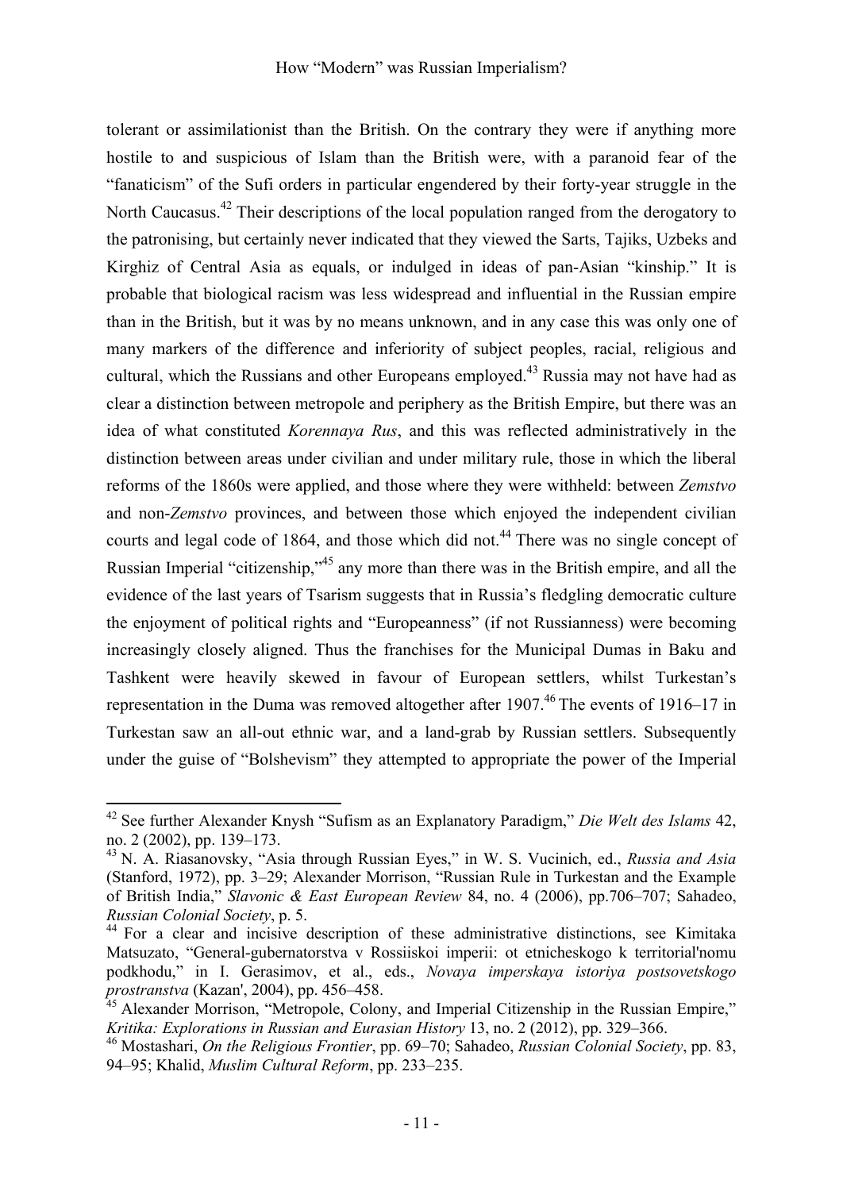tolerant or assimilationist than the British. On the contrary they were if anything more hostile to and suspicious of Islam than the British were, with a paranoid fear of the "fanaticism" of the Sufi orders in particular engendered by their forty-year struggle in the North Caucasus.[42] Their descriptions of the local population ranged from the derogatory to the patronising, but certainly never indicated that they viewed the Sarts, Tajiks, Uzbeks and Kirghiz of Central Asia as equals, or indulged in ideas of pan-Asian "kinship." It is probable that biological racism was less widespread and influential in the Russian empire than in the British, but it was by no means unknown, and in any case this was only one of many markers of the difference and inferiority of subject peoples, racial, religious and cultural, which the Russians and other Europeans employed.[43] Russia may not have had as clear a distinction between metropole and periphery as the British Empire, but there was an idea of what constituted *Korennaya Rus*, and this was reflected administratively in the distinction between areas under civilian and under military rule, those in which the liberal reforms of the 1860s were applied, and those where they were withheld: between *Zemstvo* and non-*Zemstvo* provinces, and between those which enjoyed the independent civilian courts and legal code of 1864, and those which did not.[44] There was no single concept of Russian Imperial "citizenship,"[45] any more than there was in the British empire, and all the evidence of the last years of Tsarism suggests that in Russia's fledgling democratic culture the enjoyment of political rights and "Europeanness" (if not Russianness) were becoming increasingly closely aligned. Thus the franchises for the Municipal Dumas in Baku and Tashkent were heavily skewed in favour of European settlers, whilst Turkestan's representation in the Duma was removed altogether after 1907.[46] The events of 1916–17 in Turkestan saw an all-out ethnic war, and a land-grab by Russian settlers. Subsequently under the guise of "Bolshevism" they attempted to appropriate the power of the Imperial

---

[42] See further Alexander Knysh "Sufism as an Explanatory Paradigm," *Die Welt des Islams* 42, no. 2 (2002), pp. 139–173.

[43] N. A. Riasanovsky, "Asia through Russian Eyes," in W. S. Vucinich, ed., *Russia and Asia* (Stanford, 1972), pp. 3–29; Alexander Morrison, "Russian Rule in Turkestan and the Example of British India," *Slavonic & East European Review* 84, no. 4 (2006), pp.706–707; Sahadeo, *Russian Colonial Society*, p. 5.

[44] For a clear and incisive description of these administrative distinctions, see Kimitaka Matsuzato, "General-gubernatorstva v Rossiiskoi imperii: ot etnicheskogo k territorial'nomu podkhodu," in I. Gerasimov, et al., eds., *Novaya imperskaya istoriya postsovetskogo prostranstva* (Kazan', 2004), pp. 456–458.

[45] Alexander Morrison, "Metropole, Colony, and Imperial Citizenship in the Russian Empire," *Kritika: Explorations in Russian and Eurasian History* 13, no. 2 (2012), pp. 329–366.

[46] Mostashari, *On the Religious Frontier*, pp. 69–70; Sahadeo, *Russian Colonial Society*, pp. 83, 94–95; Khalid, *Muslim Cultural Reform*, pp. 233–235.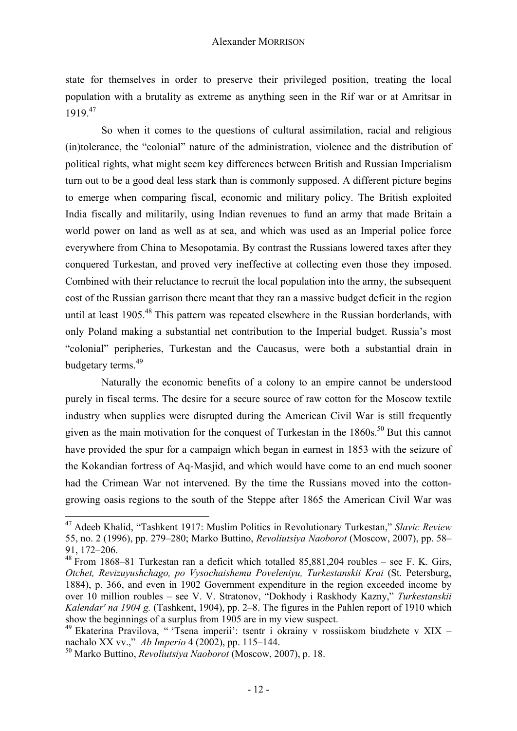state for themselves in order to preserve their privileged position, treating the local population with a brutality as extreme as anything seen in the Rif war or at Amritsar in 1919.[47]

So when it comes to the questions of cultural assimilation, racial and religious (in)tolerance, the "colonial" nature of the administration, violence and the distribution of political rights, what might seem key differences between British and Russian Imperialism turn out to be a good deal less stark than is commonly supposed. A different picture begins to emerge when comparing fiscal, economic and military policy. The British exploited India fiscally and militarily, using Indian revenues to fund an army that made Britain a world power on land as well as at sea, and which was used as an Imperial police force everywhere from China to Mesopotamia. By contrast the Russians lowered taxes after they conquered Turkestan, and proved very ineffective at collecting even those they imposed. Combined with their reluctance to recruit the local population into the army, the subsequent cost of the Russian garrison there meant that they ran a massive budget deficit in the region until at least 1905.[48] This pattern was repeated elsewhere in the Russian borderlands, with only Poland making a substantial net contribution to the Imperial budget. Russia's most "colonial" peripheries, Turkestan and the Caucasus, were both a substantial drain in budgetary terms.[49]

Naturally the economic benefits of a colony to an empire cannot be understood purely in fiscal terms. The desire for a secure source of raw cotton for the Moscow textile industry when supplies were disrupted during the American Civil War is still frequently given as the main motivation for the conquest of Turkestan in the 1860s.[50] But this cannot have provided the spur for a campaign which began in earnest in 1853 with the seizure of the Kokandian fortress of Aq-Masjid, and which would have come to an end much sooner had the Crimean War not intervened. By the time the Russians moved into the cotton-growing oasis regions to the south of the Steppe after 1865 the American Civil War was

---

[47] Adeeb Khalid, "Tashkent 1917: Muslim Politics in Revolutionary Turkestan," *Slavic Review* 55, no. 2 (1996), pp. 279–280; Marko Buttino, *Revoliutsiya Naoborot* (Moscow, 2007), pp. 58–91, 172–206.

[48] From 1868–81 Turkestan ran a deficit which totalled 85,881,204 roubles – see F. K. Girs, *Otchet, Revizuyushchago, po Vysochaishemu Poveleniyu, Turkestanskii Krai* (St. Petersburg, 1884), p. 366, and even in 1902 Government expenditure in the region exceeded income by over 10 million roubles – see V. V. Stratonov, "Dokhody i Raskhody Kazny," *Turkestanskii Kalendar' na 1904 g.* (Tashkent, 1904), pp. 2–8. The figures in the Pahlen report of 1910 which show the beginnings of a surplus from 1905 are in my view suspect.

[49] Ekaterina Pravilova, " 'Tsena imperii': tsentr i okrainy v rossiiskom biudzhete v XIX – nachalo XX vv.," *Ab Imperio* 4 (2002), pp. 115–144.

[50] Marko Buttino, *Revoliutsiya Naoborot* (Moscow, 2007), p. 18.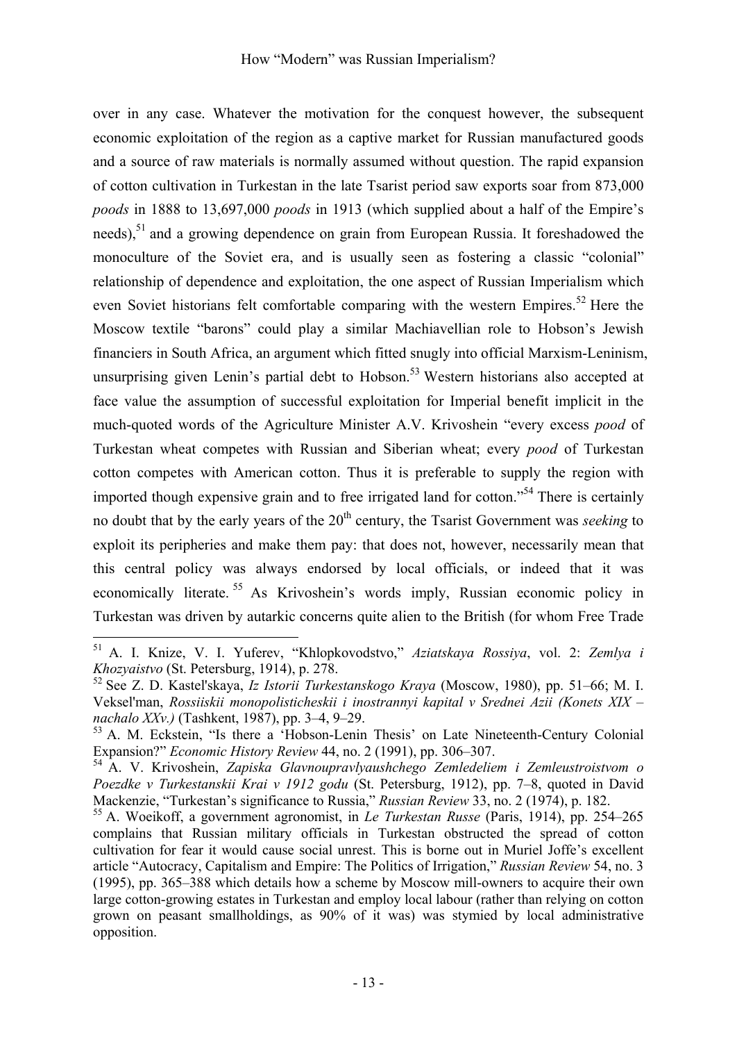over in any case. Whatever the motivation for the conquest however, the subsequent economic exploitation of the region as a captive market for Russian manufactured goods and a source of raw materials is normally assumed without question. The rapid expansion of cotton cultivation in Turkestan in the late Tsarist period saw exports soar from 873,000 *poods* in 1888 to 13,697,000 *poods* in 1913 (which supplied about a half of the Empire's needs),[51] and a growing dependence on grain from European Russia. It foreshadowed the monoculture of the Soviet era, and is usually seen as fostering a classic "colonial" relationship of dependence and exploitation, the one aspect of Russian Imperialism which even Soviet historians felt comfortable comparing with the western Empires.[52] Here the Moscow textile "barons" could play a similar Machiavellian role to Hobson's Jewish financiers in South Africa, an argument which fitted snugly into official Marxism-Leninism, unsurprising given Lenin's partial debt to Hobson.[53] Western historians also accepted at face value the assumption of successful exploitation for Imperial benefit implicit in the much-quoted words of the Agriculture Minister A.V. Krivoshein "every excess *pood* of Turkestan wheat competes with Russian and Siberian wheat; every *pood* of Turkestan cotton competes with American cotton. Thus it is preferable to supply the region with imported though expensive grain and to free irrigated land for cotton."[54] There is certainly no doubt that by the early years of the 20th century, the Tsarist Government was *seeking* to exploit its peripheries and make them pay: that does not, however, necessarily mean that this central policy was always endorsed by local officials, or indeed that it was economically literate.[55] As Krivoshein's words imply, Russian economic policy in Turkestan was driven by autarkic concerns quite alien to the British (for whom Free Trade

---

[51] A. I. Knize, V. I. Yuferev, "Khlopkovodstvo," *Aziatskaya Rossiya*, vol. 2: *Zemlya i Khozyaistvo* (St. Petersburg, 1914), p. 278.

[52] See Z. D. Kastel'skaya, *Iz Istorii Turkestanskogo Kraya* (Moscow, 1980), pp. 51–66; M. I. Veksel'man, *Rossiiskii monopolisticheskii i inostrannyi kapital v Srednei Azii (Konets XIX – nachalo XXv.)* (Tashkent, 1987), pp. 3–4, 9–29.

[53] A. M. Eckstein, "Is there a 'Hobson-Lenin Thesis' on Late Nineteenth-Century Colonial Expansion?" *Economic History Review* 44, no. 2 (1991), pp. 306–307.

[54] A. V. Krivoshein, *Zapiska Glavnoupravlyaushchego Zemledeliem i Zemleustroistvom o Poezdke v Turkestanskii Krai v 1912 godu* (St. Petersburg, 1912), pp. 7–8, quoted in David Mackenzie, "Turkestan's significance to Russia," *Russian Review* 33, no. 2 (1974), p. 182.

[55] A. Woeikoff, a government agronomist, in *Le Turkestan Russe* (Paris, 1914), pp. 254–265 complains that Russian military officials in Turkestan obstructed the spread of cotton cultivation for fear it would cause social unrest. This is borne out in Muriel Joffe's excellent article "Autocracy, Capitalism and Empire: The Politics of Irrigation," *Russian Review* 54, no. 3 (1995), pp. 365–388 which details how a scheme by Moscow mill-owners to acquire their own large cotton-growing estates in Turkestan and employ local labour (rather than relying on cotton grown on peasant smallholdings, as 90% of it was) was stymied by local administrative opposition.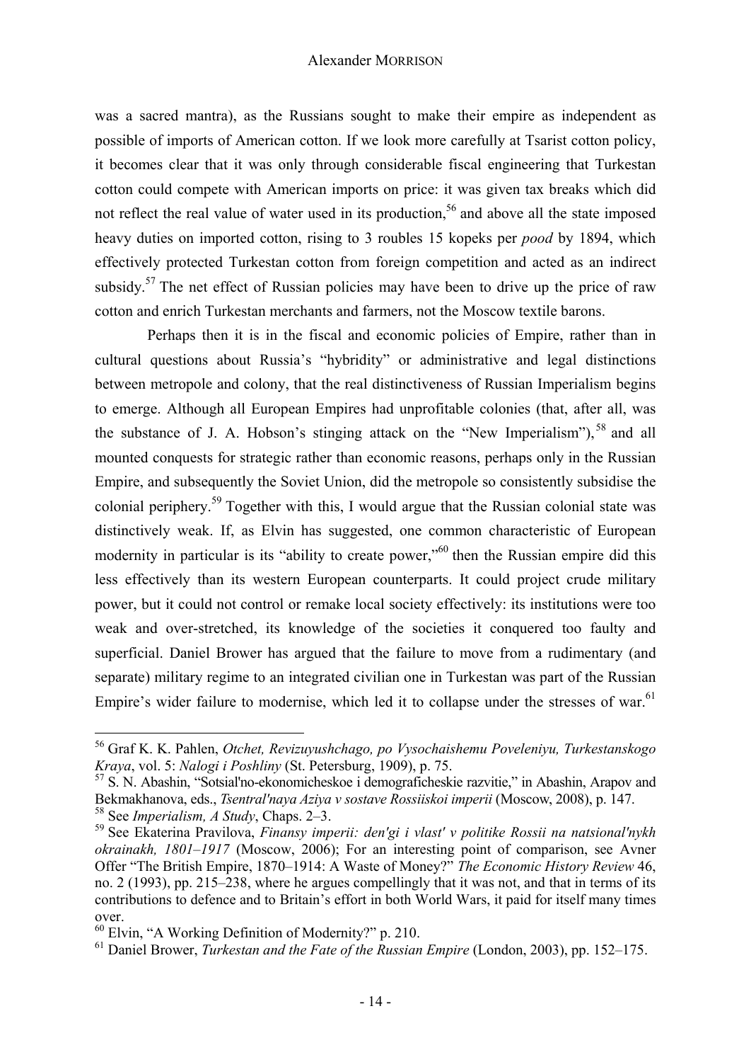was a sacred mantra), as the Russians sought to make their empire as independent as possible of imports of American cotton. If we look more carefully at Tsarist cotton policy, it becomes clear that it was only through considerable fiscal engineering that Turkestan cotton could compete with American imports on price: it was given tax breaks which did not reflect the real value of water used in its production,[56] and above all the state imposed heavy duties on imported cotton, rising to 3 roubles 15 kopeks per *pood* by 1894, which effectively protected Turkestan cotton from foreign competition and acted as an indirect subsidy.[57] The net effect of Russian policies may have been to drive up the price of raw cotton and enrich Turkestan merchants and farmers, not the Moscow textile barons.

Perhaps then it is in the fiscal and economic policies of Empire, rather than in cultural questions about Russia's "hybridity" or administrative and legal distinctions between metropole and colony, that the real distinctiveness of Russian Imperialism begins to emerge. Although all European Empires had unprofitable colonies (that, after all, was the substance of J. A. Hobson's stinging attack on the "New Imperialism"),[58] and all mounted conquests for strategic rather than economic reasons, perhaps only in the Russian Empire, and subsequently the Soviet Union, did the metropole so consistently subsidise the colonial periphery.[59] Together with this, I would argue that the Russian colonial state was distinctively weak. If, as Elvin has suggested, one common characteristic of European modernity in particular is its "ability to create power,"[60] then the Russian empire did this less effectively than its western European counterparts. It could project crude military power, but it could not control or remake local society effectively: its institutions were too weak and over-stretched, its knowledge of the societies it conquered too faulty and superficial. Daniel Brower has argued that the failure to move from a rudimentary (and separate) military regime to an integrated civilian one in Turkestan was part of the Russian Empire's wider failure to modernise, which led it to collapse under the stresses of war.[61]

---

[56] Graf K. K. Pahlen, *Otchet, Revizuyushchago, po Vysochaishemu Poveleniyu, Turkestanskogo Kraya*, vol. 5: *Nalogi i Poshliny* (St. Petersburg, 1909), p. 75.

[57] S. N. Abashin, "Sotsial'no-ekonomicheskoe i demograficheskie razvitie," in Abashin, Arapov and Bekmakhanova, eds., *Tsentral'naya Aziya v sostave Rossiiskoi imperii* (Moscow, 2008), p. 147.

[58] See *Imperialism, A Study*, Chaps. 2–3.

[59] See Ekaterina Pravilova, *Finansy imperii: den'gi i vlast' v politike Rossii na natsional'nykh okrainakh, 1801–1917* (Moscow, 2006); For an interesting point of comparison, see Avner Offer "The British Empire, 1870–1914: A Waste of Money?" *The Economic History Review* 46, no. 2 (1993), pp. 215–238, where he argues compellingly that it was not, and that in terms of its contributions to defence and to Britain's effort in both World Wars, it paid for itself many times over.

[60] Elvin, "A Working Definition of Modernity?" p. 210.

[61] Daniel Brower, *Turkestan and the Fate of the Russian Empire* (London, 2003), pp. 152–175.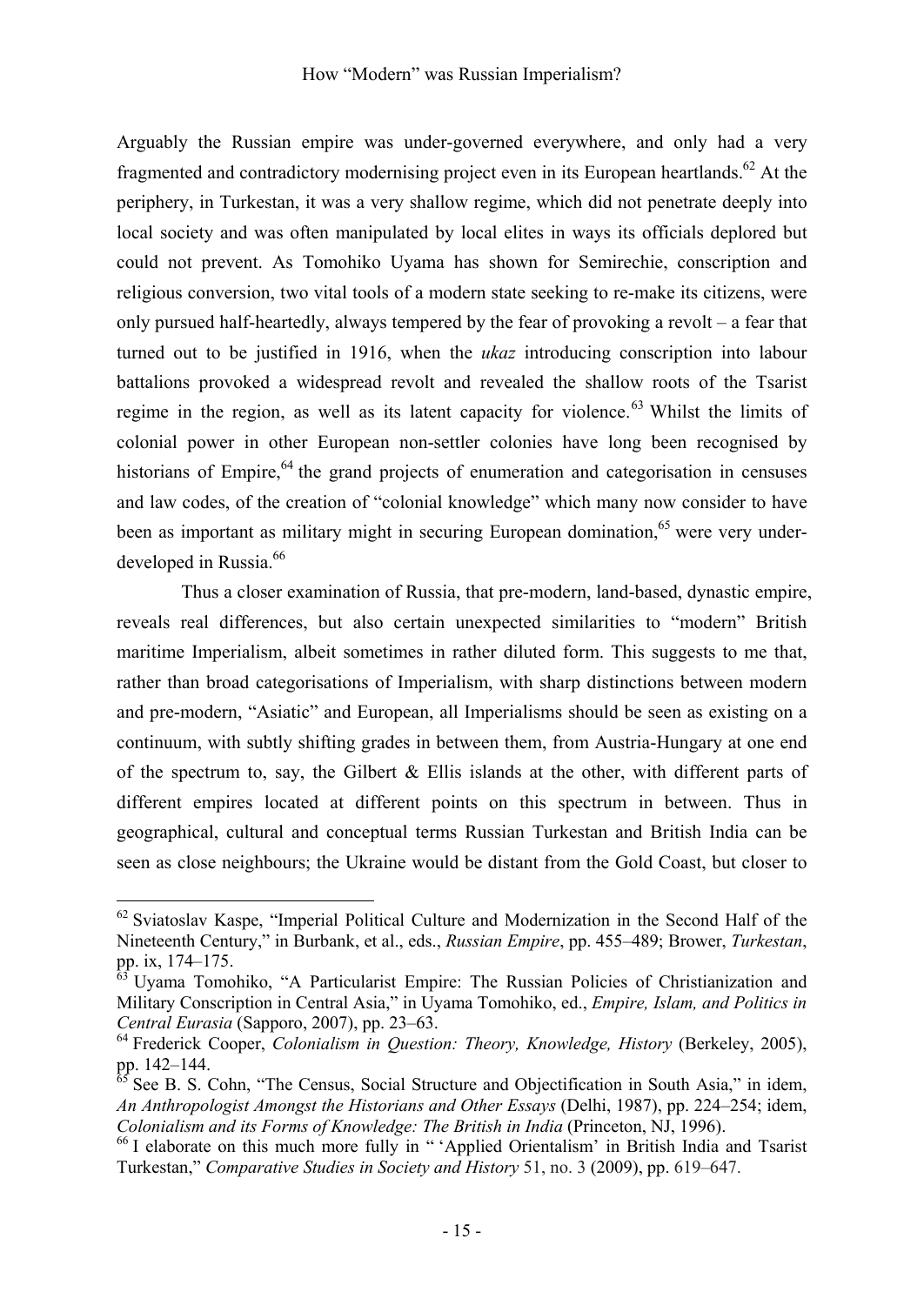Arguably the Russian empire was under-governed everywhere, and only had a very fragmented and contradictory modernising project even in its European heartlands.[62] At the periphery, in Turkestan, it was a very shallow regime, which did not penetrate deeply into local society and was often manipulated by local elites in ways its officials deplored but could not prevent. As Tomohiko Uyama has shown for Semirechie, conscription and religious conversion, two vital tools of a modern state seeking to re-make its citizens, were only pursued half-heartedly, always tempered by the fear of provoking a revolt – a fear that turned out to be justified in 1916, when the *ukaz* introducing conscription into labour battalions provoked a widespread revolt and revealed the shallow roots of the Tsarist regime in the region, as well as its latent capacity for violence.[63] Whilst the limits of colonial power in other European non-settler colonies have long been recognised by historians of Empire,[64] the grand projects of enumeration and categorisation in censuses and law codes, of the creation of "colonial knowledge" which many now consider to have been as important as military might in securing European domination,[65] were very under-developed in Russia.[66]

Thus a closer examination of Russia, that pre-modern, land-based, dynastic empire, reveals real differences, but also certain unexpected similarities to "modern" British maritime Imperialism, albeit sometimes in rather diluted form. This suggests to me that, rather than broad categorisations of Imperialism, with sharp distinctions between modern and pre-modern, "Asiatic" and European, all Imperialisms should be seen as existing on a continuum, with subtly shifting grades in between them, from Austria-Hungary at one end of the spectrum to, say, the Gilbert & Ellis islands at the other, with different parts of different empires located at different points on this spectrum in between. Thus in geographical, cultural and conceptual terms Russian Turkestan and British India can be seen as close neighbours; the Ukraine would be distant from the Gold Coast, but closer to

---

[62] Sviatoslav Kaspe, "Imperial Political Culture and Modernization in the Second Half of the Nineteenth Century," in Burbank, et al., eds., *Russian Empire*, pp. 455–489; Brower, *Turkestan*, pp. ix, 174–175.

[63] Uyama Tomohiko, "A Particularist Empire: The Russian Policies of Christianization and Military Conscription in Central Asia," in Uyama Tomohiko, ed., *Empire, Islam, and Politics in Central Eurasia* (Sapporo, 2007), pp. 23–63.

[64] Frederick Cooper, *Colonialism in Question: Theory, Knowledge, History* (Berkeley, 2005), pp. 142–144.

[65] See B. S. Cohn, "The Census, Social Structure and Objectification in South Asia," in idem, *An Anthropologist Amongst the Historians and Other Essays* (Delhi, 1987), pp. 224–254; idem, *Colonialism and its Forms of Knowledge: The British in India* (Princeton, NJ, 1996).

[66] I elaborate on this much more fully in " 'Applied Orientalism' in British India and Tsarist Turkestan," *Comparative Studies in Society and History* 51, no. 3 (2009), pp. 619–647.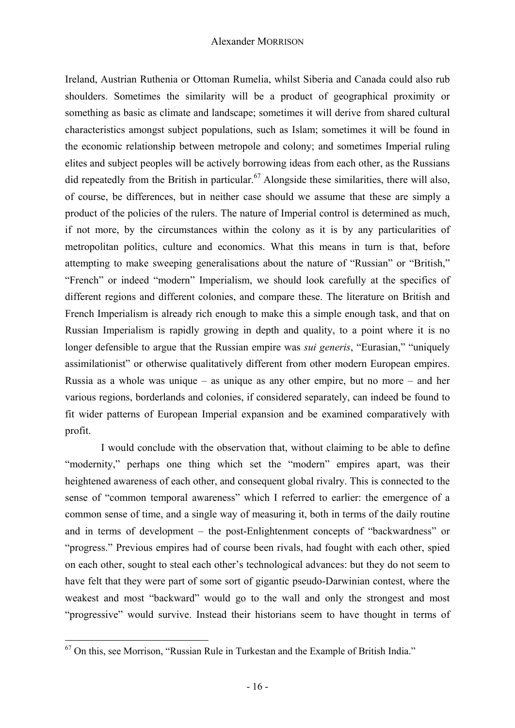Ireland, Austrian Ruthenia or Ottoman Rumelia, whilst Siberia and Canada could also rub shoulders. Sometimes the similarity will be a product of geographical proximity or something as basic as climate and landscape; sometimes it will derive from shared cultural characteristics amongst subject populations, such as Islam; sometimes it will be found in the economic relationship between metropole and colony; and sometimes Imperial ruling elites and subject peoples will be actively borrowing ideas from each other, as the Russians did repeatedly from the British in particular.[67] Alongside these similarities, there will also, of course, be differences, but in neither case should we assume that these are simply a product of the policies of the rulers. The nature of Imperial control is determined as much, if not more, by the circumstances within the colony as it is by any particularities of metropolitan politics, culture and economics. What this means in turn is that, before attempting to make sweeping generalisations about the nature of "Russian" or "British," "French" or indeed "modern" Imperialism, we should look carefully at the specifics of different regions and different colonies, and compare these. The literature on British and French Imperialism is already rich enough to make this a simple enough task, and that on Russian Imperialism is rapidly growing in depth and quality, to a point where it is no longer defensible to argue that the Russian empire was *sui generis*, "Eurasian," "uniquely assimilationist" or otherwise qualitatively different from other modern European empires. Russia as a whole was unique – as unique as any other empire, but no more – and her various regions, borderlands and colonies, if considered separately, can indeed be found to fit wider patterns of European Imperial expansion and be examined comparatively with profit.

I would conclude with the observation that, without claiming to be able to define "modernity," perhaps one thing which set the "modern" empires apart, was their heightened awareness of each other, and consequent global rivalry. This is connected to the sense of "common temporal awareness" which I referred to earlier: the emergence of a common sense of time, and a single way of measuring it, both in terms of the daily routine and in terms of development – the post-Enlightenment concepts of "backwardness" or "progress." Previous empires had of course been rivals, had fought with each other, spied on each other, sought to steal each other's technological advances: but they do not seem to have felt that they were part of some sort of gigantic pseudo-Darwinian contest, where the weakest and most "backward" would go to the wall and only the strongest and most "progressive" would survive. Instead their historians seem to have thought in terms of

[67] On this, see Morrison, "Russian Rule in Turkestan and the Example of British India."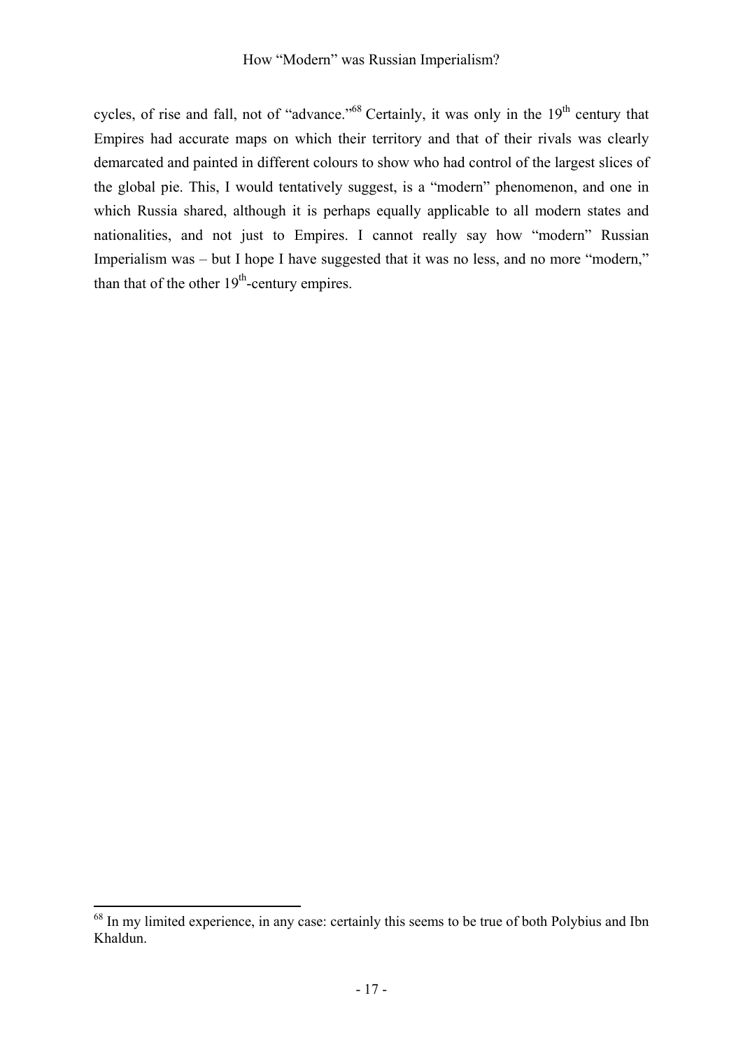cycles, of rise and fall, not of "advance."[68] Certainly, it was only in the 19th century that Empires had accurate maps on which their territory and that of their rivals was clearly demarcated and painted in different colours to show who had control of the largest slices of the global pie. This, I would tentatively suggest, is a "modern" phenomenon, and one in which Russia shared, although it is perhaps equally applicable to all modern states and nationalities, and not just to Empires. I cannot really say how "modern" Russian Imperialism was – but I hope I have suggested that it was no less, and no more "modern," than that of the other 19th-century empires.

[68] In my limited experience, in any case: certainly this seems to be true of both Polybius and Ibn Khaldun.